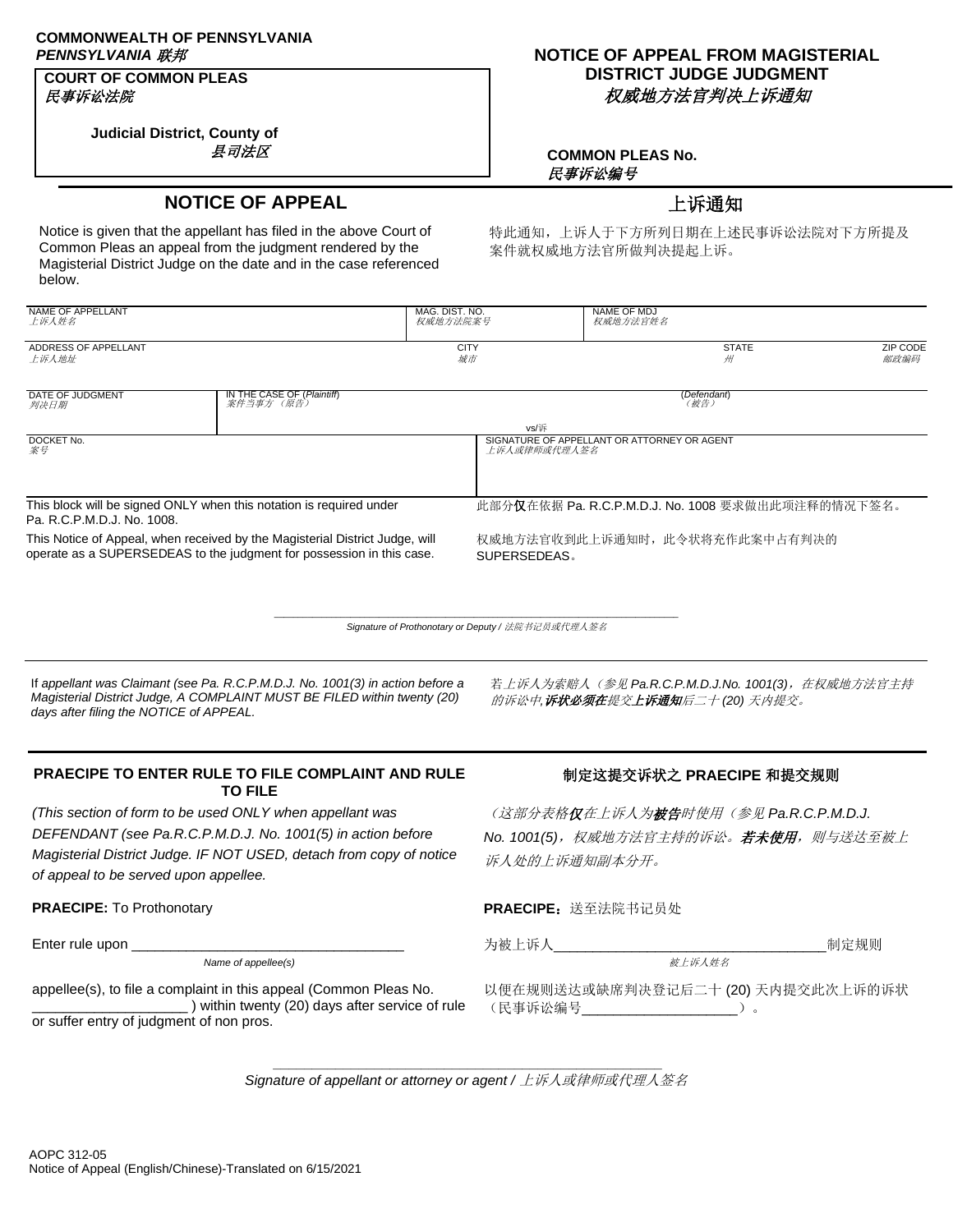**COMMONWEALTH OF PENNSYLVANIA**
***PENNSYLVANIA 联邦***

**COURT OF COMMON PLEAS**
***民事诉讼法院***

**Judicial District, County of**
***县司法区***

## NOTICE OF APPEAL FROM MAGISTERIAL DISTRICT JUDGE JUDGMENT
## *权威地方法官判决上诉通知*

**COMMON PLEAS No.**
***民事诉讼编号***

## NOTICE OF APPEAL
## 上诉通知

Notice is given that the appellant has filed in the above Court of Common Pleas an appeal from the judgment rendered by the Magisterial District Judge on the date and in the case referenced below.

特此通知，上诉人于下方所列日期在上述民事诉讼法院对下方所提及案件就权威地方法官所做判决提起上诉。

| NAME OF APPELLANT *上诉人姓名* | | MAG. DIST. NO. *权威地方法院案号* | NAME OF MDJ *权威地方法官姓名* | |
|---|---|---|---|---|
| ADDRESS OF APPELLANT *上诉人地址* | | CITY *城市* | STATE *州* | ZIP CODE *邮政编码* |
| DATE OF JUDGMENT *判决日期* | IN THE CASE OF (*Plaintiff*) *案件当事方（原告）* | vs/诉 | (*Defendant*) *（被告）* | |
| DOCKET No. *案号* | | SIGNATURE OF APPELLANT OR ATTORNEY OR AGENT *上诉人或律师或代理人签名* | | |

This block will be signed ONLY when this notation is required under Pa. R.C.P.M.D.J. No. 1008.

此部分**仅**在依据 Pa. R.C.P.M.D.J. No. 1008 要求做出此项注释的情况下签名。

This Notice of Appeal, when received by the Magisterial District Judge, will operate as a SUPERSEDEAS to the judgment for possession in this case.

权威地方法官收到此上诉通知时，此令状将充作此案中占有判决的 SUPERSEDEAS。

\_\_\_\_\_\_\_\_\_\_\_\_\_\_\_\_\_\_\_\_\_\_\_\_\_\_\_\_\_\_\_\_\_\_\_\_\_\_
*Signature of Prothonotary or Deputy / 法院书记员或代理人签名*

*If appellant was Claimant (see Pa. R.C.P.M.D.J. No. 1001(3) in action before a Magisterial District Judge, A COMPLAINT MUST BE FILED within twenty (20) days after filing the NOTICE of APPEAL.*

*若上诉人为索赔人（参见 Pa.R.C.P.M.D.J.No. 1001(3)，在权威地方法官主持的诉讼中,**诉状必须在**提交**上诉通知**后二十 (20) 天内提交。*

### PRAECIPE TO ENTER RULE TO FILE COMPLAINT AND RULE TO FILE

### 制定这提交诉状之 PRAECIPE 和提交规则

*(This section of form to be used ONLY when appellant was DEFENDANT (see Pa.R.C.P.M.D.J. No. 1001(5) in action before Magisterial District Judge. IF NOT USED, detach from copy of notice of appeal to be served upon appellee.*

*（这部分表格**仅**在上诉人为**被告**时使用（参见 Pa.R.C.P.M.D.J. No. 1001(5)，权威地方法官主持的诉讼。**若未使用**，则与送达至被上诉人处的上诉通知副本分开。*

**PRAECIPE:** To Prothonotary

**PRAECIPE：**送至法院书记员处

Enter rule upon \_\_\_\_\_\_\_\_\_\_\_\_\_\_\_\_\_\_\_\_\_\_\_\_\_\_\_\_\_\_
*Name of appellee(s)*

appellee(s), to file a complaint in this appeal (Common Pleas No. \_\_\_\_\_\_\_\_\_\_\_\_\_\_\_\_\_\_ ) within twenty (20) days after service of rule or suffer entry of judgment of non pros.

为被上诉人\_\_\_\_\_\_\_\_\_\_\_\_\_\_\_\_\_\_\_\_\_\_\_\_\_\_\_\_\_\_制定规则
*被上诉人姓名*

以便在规则送达或缺席判决登记后二十 (20) 天内提交此次上诉的诉状（民事诉讼编号\_\_\_\_\_\_\_\_\_\_\_\_\_\_\_\_\_\_）。

\_\_\_\_\_\_\_\_\_\_\_\_\_\_\_\_\_\_\_\_\_\_\_\_\_\_\_\_\_\_\_\_\_\_\_\_\_\_
*Signature of appellant or attorney or agent / 上诉人或律师或代理人签名*

AOPC 312-05
Notice of Appeal (English/Chinese)-Translated on 6/15/2021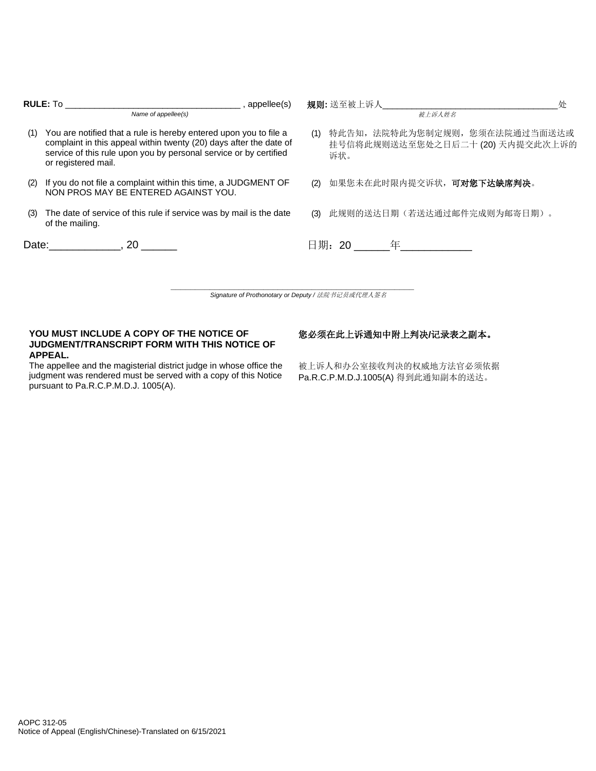**RULE:** To ___________________________________ , appellee(s)
*Name of appellee(s)*

(1) You are notified that a rule is hereby entered upon you to file a complaint in this appeal within twenty (20) days after the date of service of this rule upon you by personal service or by certified or registered mail.

(2) If you do not file a complaint within this time, a JUDGMENT OF NON PROS MAY BE ENTERED AGAINST YOU.

(3) The date of service of this rule if service was by mail is the date of the mailing.

Date:____________, 20 ______

**规则:** 送至被上诉人_____________________________________处
*被上诉人姓名*

(1) 特此告知，法院特此为您制定规则，您须在法院通过当面送达或挂号信将此规则送达至您处之日后二十 (20) 天内提交此次上诉的诉状。

(2) 如果您未在此时限内提交诉状，**可对您下达缺席判决**。

(3) 此规则的送达日期（若送达通过邮件完成则为邮寄日期）。

日期：20 ______年____________

_______________________________________________
*Signature of Prothonotary or Deputy / 法院书记员或代理人签名*

**YOU MUST INCLUDE A COPY OF THE NOTICE OF JUDGMENT/TRANSCRIPT FORM WITH THIS NOTICE OF APPEAL.**

The appellee and the magisterial district judge in whose office the judgment was rendered must be served with a copy of this Notice pursuant to Pa.R.C.P.M.D.J. 1005(A).

**您必须在此上诉通知中附上判决/记录表之副本。**

被上诉人和办公室接收判决的权威地方法官必须依据 Pa.R.C.P.M.D.J.1005(A) 得到此通知副本的送达。

AOPC 312-05
Notice of Appeal (English/Chinese)-Translated on 6/15/2021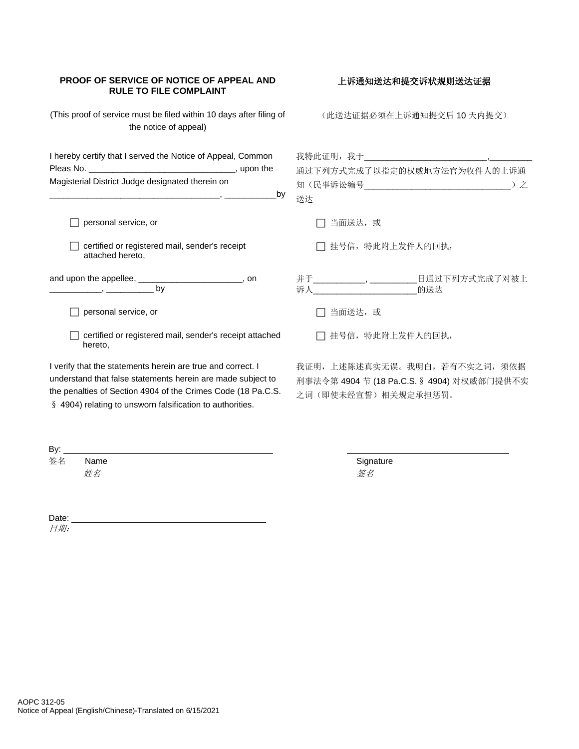## PROOF OF SERVICE OF NOTICE OF APPEAL AND RULE TO FILE COMPLAINT

## 上诉通知送达和提交诉状规则送达证据

(This proof of service must be filed within 10 days after filing of the notice of appeal)

（此送达证据必须在上诉通知提交后 10 天内提交）

I hereby certify that I served the Notice of Appeal, Common Pleas No. ______________________________, upon the Magisterial District Judge designated therein on ___________________________________, ___________by

我特此证明，我于_________________________,_________通过下列方式完成了以指定的权威地方法官为收件人的上诉通知（民事诉讼编号______________________________）之送达

☐ personal service, or

☐ 当面送达，或

☐ certified or registered mail, sender's receipt attached hereto,

☐ 挂号信，特此附上发件人的回执，

and upon the appellee, ______________________, on ___________, __________ by

并于___________, __________日通过下列方式完成了对被上诉人______________________的送达

☐ personal service, or

☐ 当面送达，或

☐ certified or registered mail, sender's receipt attached hereto,

☐ 挂号信，特此附上发件人的回执，

I verify that the statements herein are true and correct. I understand that false statements herein are made subject to the penalties of Section 4904 of the Crimes Code (18 Pa.C.S. § 4904) relating to unsworn falsification to authorities.

我证明，上述陈述真实无误。我明白，若有不实之词，须依据刑事法令第 4904 节 (18 Pa.C.S. § 4904) 对权威部门提供不实之词（即使未经宣誓）相关规定承担惩罚。

By: ____________________________________________
签名 Name
*姓名*

____________________________________
Signature
*签名*

Date: ________________________________________
*日期:*

AOPC 312-05
Notice of Appeal (English/Chinese)-Translated on 6/15/2021